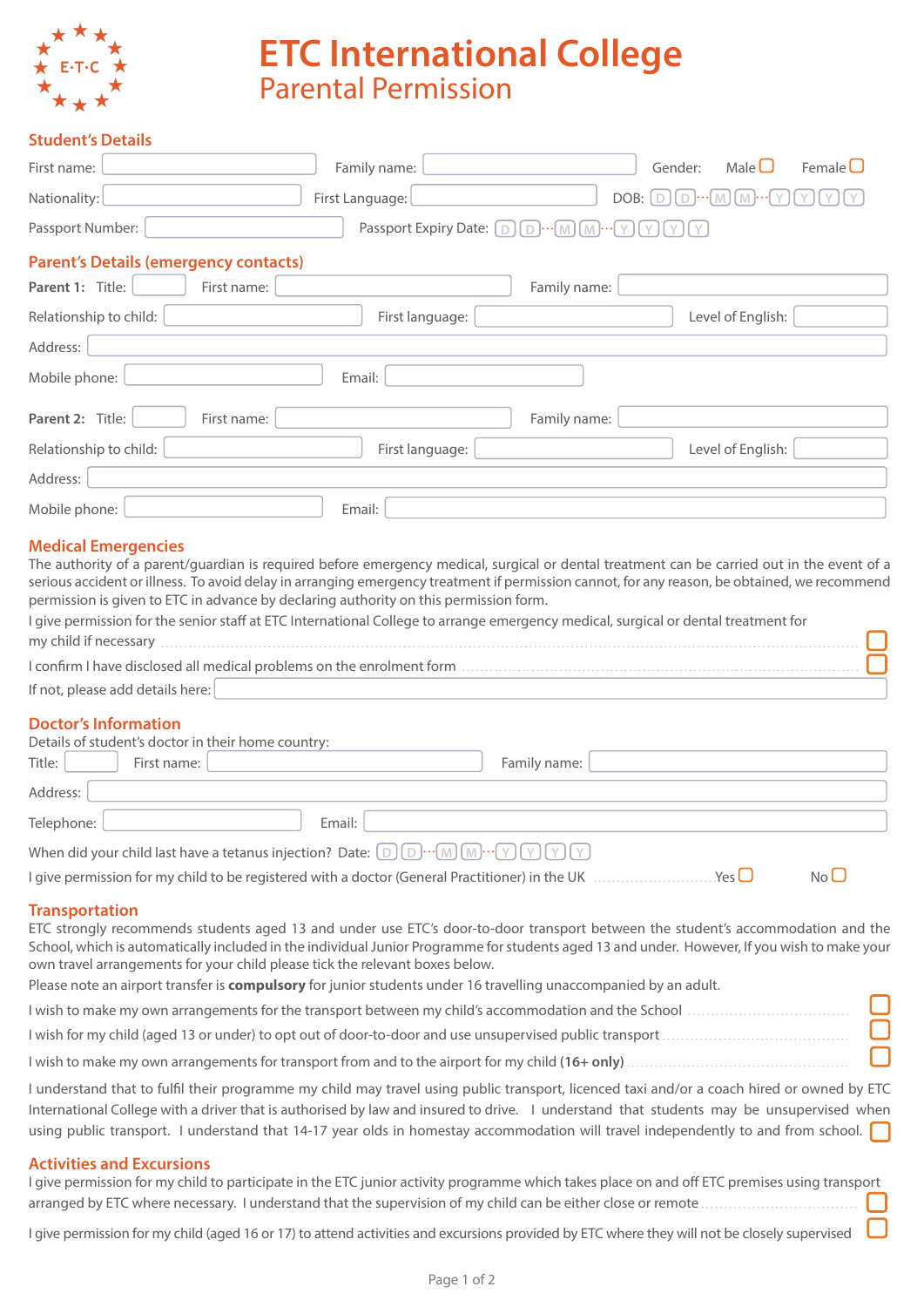E·T·C

# ETC International College

## Parental Permission

### Student's Details

First name: ______ Family name: ______ Gender: Male ☐ Female ☐

Nationality: ______ First Language: ______ DOB: D D · M M · Y Y Y Y

Passport Number: ______ Passport Expiry Date: D D · M M · Y Y Y Y

### Parent's Details (emergency contacts)

**Parent 1:** Title: ______ First name: ______ Family name: ______

Relationship to child: ______ First language: ______ Level of English: ______

Address: ______

Mobile phone: ______ Email: ______

**Parent 2:** Title: ______ First name: ______ Family name: ______

Relationship to child: ______ First language: ______ Level of English: ______

Address: ______

Mobile phone: ______ Email: ______

### Medical Emergencies

The authority of a parent/guardian is required before emergency medical, surgical or dental treatment can be carried out in the event of a serious accident or illness. To avoid delay in arranging emergency treatment if permission cannot, for any reason, be obtained, we recommend permission is given to ETC in advance by declaring authority on this permission form.

I give permission for the senior staff at ETC International College to arrange emergency medical, surgical or dental treatment for my child if necessary ☐

I confirm I have disclosed all medical problems on the enrolment form ☐

If not, please add details here: ______

### Doctor's Information

Details of student's doctor in their home country:

Title: ______ First name: ______ Family name: ______

Address: ______

Telephone: ______ Email: ______

When did your child last have a tetanus injection? Date: D D · M M · Y Y Y Y

I give permission for my child to be registered with a doctor (General Practitioner) in the UK Yes ☐ No ☐

### Transportation

ETC strongly recommends students aged 13 and under use ETC's door-to-door transport between the student's accommodation and the School, which is automatically included in the individual Junior Programme for students aged 13 and under. However, If you wish to make your own travel arrangements for your child please tick the relevant boxes below.

Please note an airport transfer is **compulsory** for junior students under 16 travelling unaccompanied by an adult.

I wish to make my own arrangements for the transport between my child's accommodation and the School ☐

I wish for my child (aged 13 or under) to opt out of door-to-door and use unsupervised public transport ☐

I wish to make my own arrangements for transport from and to the airport for my child **(16+ only)** ☐

I understand that to fulfil their programme my child may travel using public transport, licenced taxi and/or a coach hired or owned by ETC International College with a driver that is authorised by law and insured to drive. I understand that students may be unsupervised when using public transport. I understand that 14-17 year olds in homestay accommodation will travel independently to and from school. ☐

### Activities and Excursions

I give permission for my child to participate in the ETC junior activity programme which takes place on and off ETC premises using transport arranged by ETC where necessary. I understand that the supervision of my child can be either close or remote ☐

I give permission for my child (aged 16 or 17) to attend activities and excursions provided by ETC where they will not be closely supervised ☐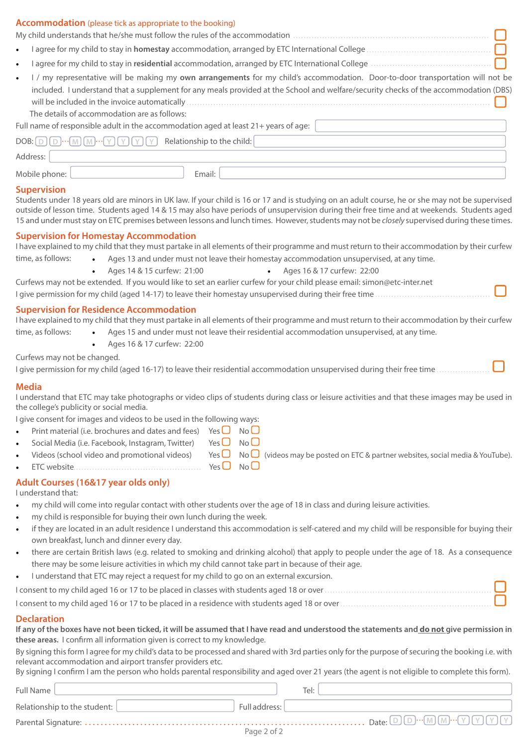## Accommodation (please tick as appropriate to the booking)

My child understands that he/she must follow the rules of the accommodation ☐

- I agree for my child to stay in **homestay** accommodation, arranged by ETC International College ☐
- I agree for my child to stay in **residential** accommodation, arranged by ETC International College ☐
- I / my representative will be making my **own arrangements** for my child's accommodation. Door-to-door transportation will not be included. I understand that a supplement for any meals provided at the School and welfare/security checks of the accommodation (DBS) will be included in the invoice automatically ☐

The details of accommodation are as follows:

Full name of responsible adult in the accommodation aged at least 21+ years of age: ________________

DOB: D D · M M · Y Y Y Y Relationship to the child: ________________

Address: ________________

Mobile phone: ________________ Email: ________________

## Supervision

Students under 18 years old are minors in UK law. If your child is 16 or 17 and is studying on an adult course, he or she may not be supervised outside of lesson time. Students aged 14 & 15 may also have periods of unsupervision during their free time and at weekends. Students aged 15 and under must stay on ETC premises between lessons and lunch times. However, students may not be *closely* supervised during these times.

## Supervision for Homestay Accommodation

I have explained to my child that they must partake in all elements of their programme and must return to their accommodation by their curfew time, as follows:

- Ages 13 and under must not leave their homestay accommodation unsupervised, at any time.
- Ages 14 & 15 curfew: 21:00
- Ages 16 & 17 curfew: 22:00

Curfews may not be extended. If you would like to set an earlier curfew for your child please email: simon@etc-inter.net

I give permission for my child (aged 14-17) to leave their homestay unsupervised during their free time ☐

## Supervision for Residence Accommodation

I have explained to my child that they must partake in all elements of their programme and must return to their accommodation by their curfew time, as follows:

- Ages 15 and under must not leave their residential accommodation unsupervised, at any time.
- Ages 16 & 17 curfew: 22:00

Curfews may not be changed.

I give permission for my child (aged 16-17) to leave their residential accommodation unsupervised during their free time ☐

## Media

I understand that ETC may take photographs or video clips of students during class or leisure activities and that these images may be used in the college's publicity or social media.

I give consent for images and videos to be used in the following ways:

- Print material (i.e. brochures and dates and fees) Yes ☐ No ☐
- Social Media (i.e. Facebook, Instagram, Twitter) Yes ☐ No ☐
- Videos (school video and promotional videos) Yes ☐ No ☐ (videos may be posted on ETC & partner websites, social media & YouTube).
- ETC website Yes ☐ No ☐

## Adult Courses (16&17 year olds only)

I understand that:

- my child will come into regular contact with other students over the age of 18 in class and during leisure activities.
- my child is responsible for buying their own lunch during the week.
- if they are located in an adult residence I understand this accommodation is self-catered and my child will be responsible for buying their own breakfast, lunch and dinner every day.
- there are certain British laws (e.g. related to smoking and drinking alcohol) that apply to people under the age of 18. As a consequence there may be some leisure activities in which my child cannot take part in because of their age.
- I understand that ETC may reject a request for my child to go on an external excursion.

I consent to my child aged 16 or 17 to be placed in classes with students aged 18 or over ☐

I consent to my child aged 16 or 17 to be placed in a residence with students aged 18 or over ☐

## Declaration

**If any of the boxes have not been ticked, it will be assumed that I have read and understood the statements and <u>do not</u> give permission in these areas.** I confirm all information given is correct to my knowledge.

By signing this form I agree for my child's data to be processed and shared with 3rd parties only for the purpose of securing the booking i.e. with relevant accommodation and airport transfer providers etc.

By signing I confirm I am the person who holds parental responsibility and aged over 21 years (the agent is not eligible to complete this form).

Full Name ________________ Tel: ________________

Relationship to the student: ________________ Full address: ________________

Parental Signature: ........................................ Date: D D · M M · Y Y Y Y